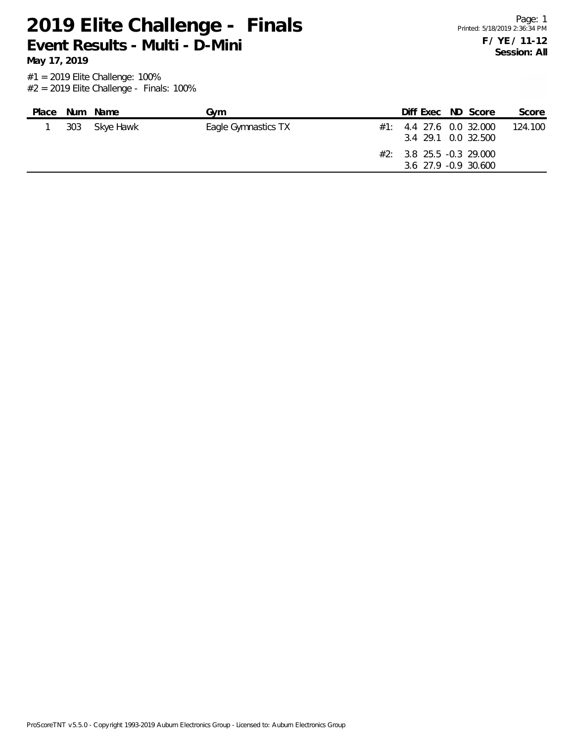# 2019 Elite Challenge - Finals

## Event Results - Multi - D-Mini

**May 17, 2019**

**F / YE / 11-12**
**Session: All**

#1 = 2019 Elite Challenge: 100%
#2 = 2019 Elite Challenge - Finals: 100%

| Place | Num | Name | Gym | | Diff | Exec | ND | Score | Score |
|---|---|---|---|---|---|---|---|---|---|
| 1 | 303 | Skye Hawk | Eagle Gymnastics TX | #1: | 4.4 | 27.6 | 0.0 | 32.000 | 124.100 |
| | | | | | 3.4 | 29.1 | 0.0 | 32.500 | |
| | | | | #2: | 3.8 | 25.5 | -0.3 | 29.000 | |
| | | | | | 3.6 | 27.9 | -0.9 | 30.600 | |

ProScoreTNT v5.5.0 - Copyright 1993-2019 Auburn Electronics Group - Licensed to: Auburn Electronics Group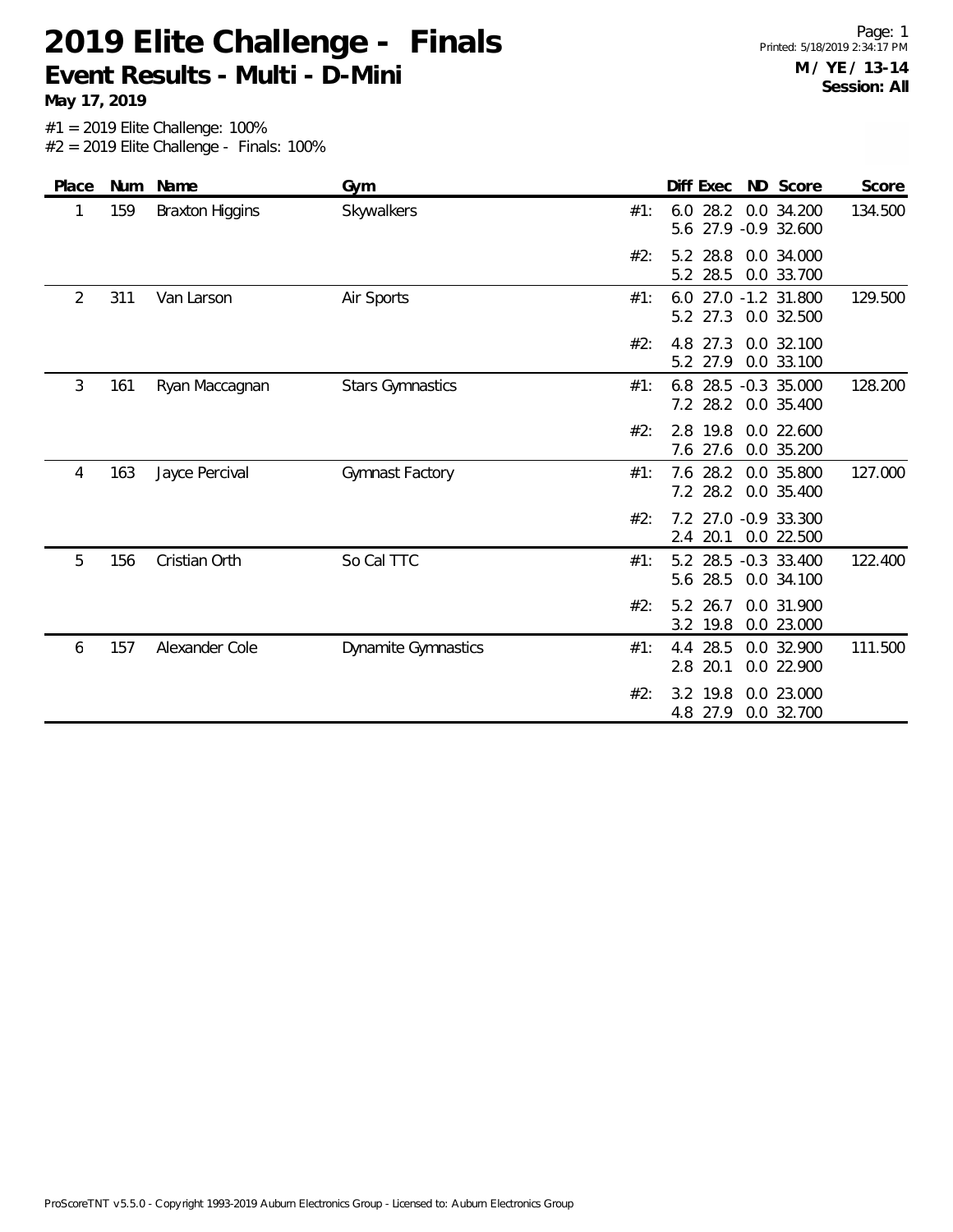# 2019 Elite Challenge - Finals

## Event Results - Multi - D-Mini

**May 17, 2019**

**M / YE / 13-14**
**Session: All**

#1 = 2019 Elite Challenge: 100%
#2 = 2019 Elite Challenge - Finals: 100%

| Place | Num | Name | Gym | | Diff | Exec | ND | Score | Score |
|---|---|---|---|---|---|---|---|---|---|
| 1 | 159 | Braxton Higgins | Skywalkers | #1: | 6.0 | 28.2 | 0.0 | 34.200 | 134.500 |
| | | | | | 5.6 | 27.9 | -0.9 | 32.600 | |
| | | | | #2: | 5.2 | 28.8 | 0.0 | 34.000 | |
| | | | | | 5.2 | 28.5 | 0.0 | 33.700 | |
| 2 | 311 | Van Larson | Air Sports | #1: | 6.0 | 27.0 | -1.2 | 31.800 | 129.500 |
| | | | | | 5.2 | 27.3 | 0.0 | 32.500 | |
| | | | | #2: | 4.8 | 27.3 | 0.0 | 32.100 | |
| | | | | | 5.2 | 27.9 | 0.0 | 33.100 | |
| 3 | 161 | Ryan Maccagnan | Stars Gymnastics | #1: | 6.8 | 28.5 | -0.3 | 35.000 | 128.200 |
| | | | | | 7.2 | 28.2 | 0.0 | 35.400 | |
| | | | | #2: | 2.8 | 19.8 | 0.0 | 22.600 | |
| | | | | | 7.6 | 27.6 | 0.0 | 35.200 | |
| 4 | 163 | Jayce Percival | Gymnast Factory | #1: | 7.6 | 28.2 | 0.0 | 35.800 | 127.000 |
| | | | | | 7.2 | 28.2 | 0.0 | 35.400 | |
| | | | | #2: | 7.2 | 27.0 | -0.9 | 33.300 | |
| | | | | | 2.4 | 20.1 | 0.0 | 22.500 | |
| 5 | 156 | Cristian Orth | So Cal TTC | #1: | 5.2 | 28.5 | -0.3 | 33.400 | 122.400 |
| | | | | | 5.6 | 28.5 | 0.0 | 34.100 | |
| | | | | #2: | 5.2 | 26.7 | 0.0 | 31.900 | |
| | | | | | 3.2 | 19.8 | 0.0 | 23.000 | |
| 6 | 157 | Alexander Cole | Dynamite Gymnastics | #1: | 4.4 | 28.5 | 0.0 | 32.900 | 111.500 |
| | | | | | 2.8 | 20.1 | 0.0 | 22.900 | |
| | | | | #2: | 3.2 | 19.8 | 0.0 | 23.000 | |
| | | | | | 4.8 | 27.9 | 0.0 | 32.700 | |

ProScoreTNT v5.5.0 - Copyright 1993-2019 Auburn Electronics Group - Licensed to: Auburn Electronics Group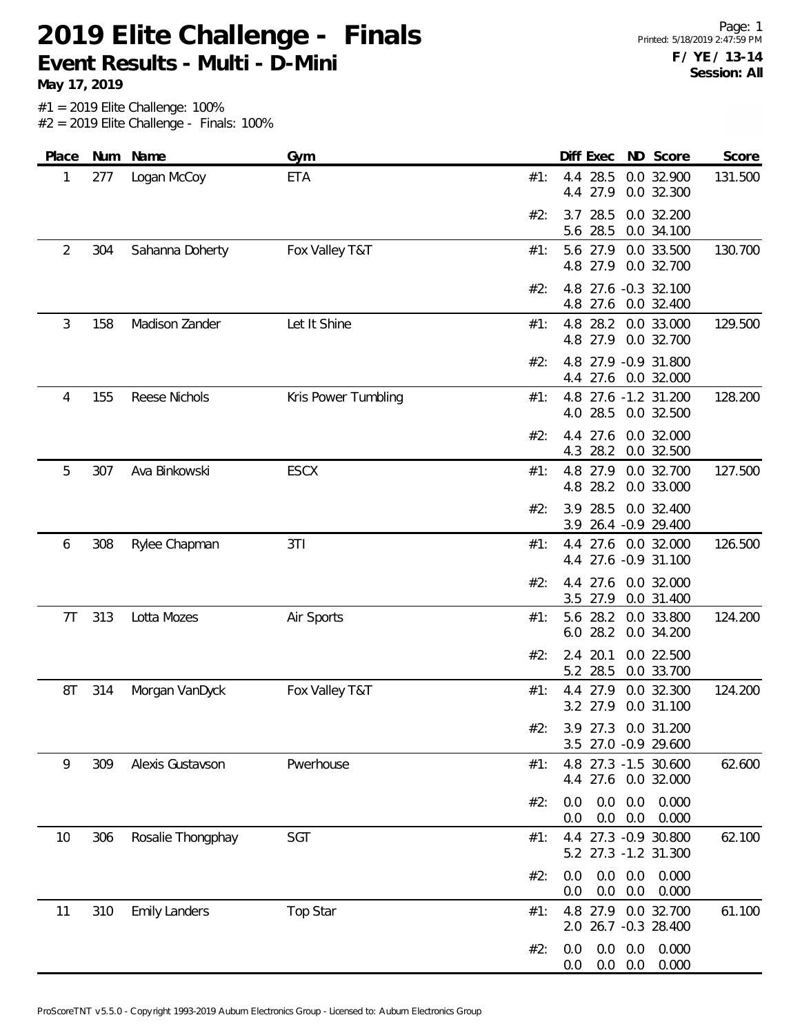# 2019 Elite Challenge - Finals

## Event Results - Multi - D-Mini

**May 17, 2019**

**F / YE / 13-14**
**Session: All**

#1 = 2019 Elite Challenge: 100%
#2 = 2019 Elite Challenge - Finals: 100%

| Place | Num | Name | Gym | | Diff | Exec | ND | Score | Score |
|---|---|---|---|---|---|---|---|---|---|
| 1 | 277 | Logan McCoy | ETA | #1: | 4.4 | 28.5 | 0.0 | 32.900 | 131.500 |
| | | | | | 4.4 | 27.9 | 0.0 | 32.300 | |
| | | | | #2: | 3.7 | 28.5 | 0.0 | 32.200 | |
| | | | | | 5.6 | 28.5 | 0.0 | 34.100 | |
| 2 | 304 | Sahanna Doherty | Fox Valley T&T | #1: | 5.6 | 27.9 | 0.0 | 33.500 | 130.700 |
| | | | | | 4.8 | 27.9 | 0.0 | 32.700 | |
| | | | | #2: | 4.8 | 27.6 | -0.3 | 32.100 | |
| | | | | | 4.8 | 27.6 | 0.0 | 32.400 | |
| 3 | 158 | Madison Zander | Let It Shine | #1: | 4.8 | 28.2 | 0.0 | 33.000 | 129.500 |
| | | | | | 4.8 | 27.9 | 0.0 | 32.700 | |
| | | | | #2: | 4.8 | 27.9 | -0.9 | 31.800 | |
| | | | | | 4.4 | 27.6 | 0.0 | 32.000 | |
| 4 | 155 | Reese Nichols | Kris Power Tumbling | #1: | 4.8 | 27.6 | -1.2 | 31.200 | 128.200 |
| | | | | | 4.0 | 28.5 | 0.0 | 32.500 | |
| | | | | #2: | 4.4 | 27.6 | 0.0 | 32.000 | |
| | | | | | 4.3 | 28.2 | 0.0 | 32.500 | |
| 5 | 307 | Ava Binkowski | ESCX | #1: | 4.8 | 27.9 | 0.0 | 32.700 | 127.500 |
| | | | | | 4.8 | 28.2 | 0.0 | 33.000 | |
| | | | | #2: | 3.9 | 28.5 | 0.0 | 32.400 | |
| | | | | | 3.9 | 26.4 | -0.9 | 29.400 | |
| 6 | 308 | Rylee Chapman | 3TI | #1: | 4.4 | 27.6 | 0.0 | 32.000 | 126.500 |
| | | | | | 4.4 | 27.6 | -0.9 | 31.100 | |
| | | | | #2: | 4.4 | 27.6 | 0.0 | 32.000 | |
| | | | | | 3.5 | 27.9 | 0.0 | 31.400 | |
| 7T | 313 | Lotta Mozes | Air Sports | #1: | 5.6 | 28.2 | 0.0 | 33.800 | 124.200 |
| | | | | | 6.0 | 28.2 | 0.0 | 34.200 | |
| | | | | #2: | 2.4 | 20.1 | 0.0 | 22.500 | |
| | | | | | 5.2 | 28.5 | 0.0 | 33.700 | |
| 8T | 314 | Morgan VanDyck | Fox Valley T&T | #1: | 4.4 | 27.9 | 0.0 | 32.300 | 124.200 |
| | | | | | 3.2 | 27.9 | 0.0 | 31.100 | |
| | | | | #2: | 3.9 | 27.3 | 0.0 | 31.200 | |
| | | | | | 3.5 | 27.0 | -0.9 | 29.600 | |
| 9 | 309 | Alexis Gustavson | Pwerhouse | #1: | 4.8 | 27.3 | -1.5 | 30.600 | 62.600 |
| | | | | | 4.4 | 27.6 | 0.0 | 32.000 | |
| | | | | #2: | 0.0 | 0.0 | 0.0 | 0.000 | |
| | | | | | 0.0 | 0.0 | 0.0 | 0.000 | |
| 10 | 306 | Rosalie Thongphay | SGT | #1: | 4.4 | 27.3 | -0.9 | 30.800 | 62.100 |
| | | | | | 5.2 | 27.3 | -1.2 | 31.300 | |
| | | | | #2: | 0.0 | 0.0 | 0.0 | 0.000 | |
| | | | | | 0.0 | 0.0 | 0.0 | 0.000 | |
| 11 | 310 | Emily Landers | Top Star | #1: | 4.8 | 27.9 | 0.0 | 32.700 | 61.100 |
| | | | | | 2.0 | 26.7 | -0.3 | 28.400 | |
| | | | | #2: | 0.0 | 0.0 | 0.0 | 0.000 | |
| | | | | | 0.0 | 0.0 | 0.0 | 0.000 | |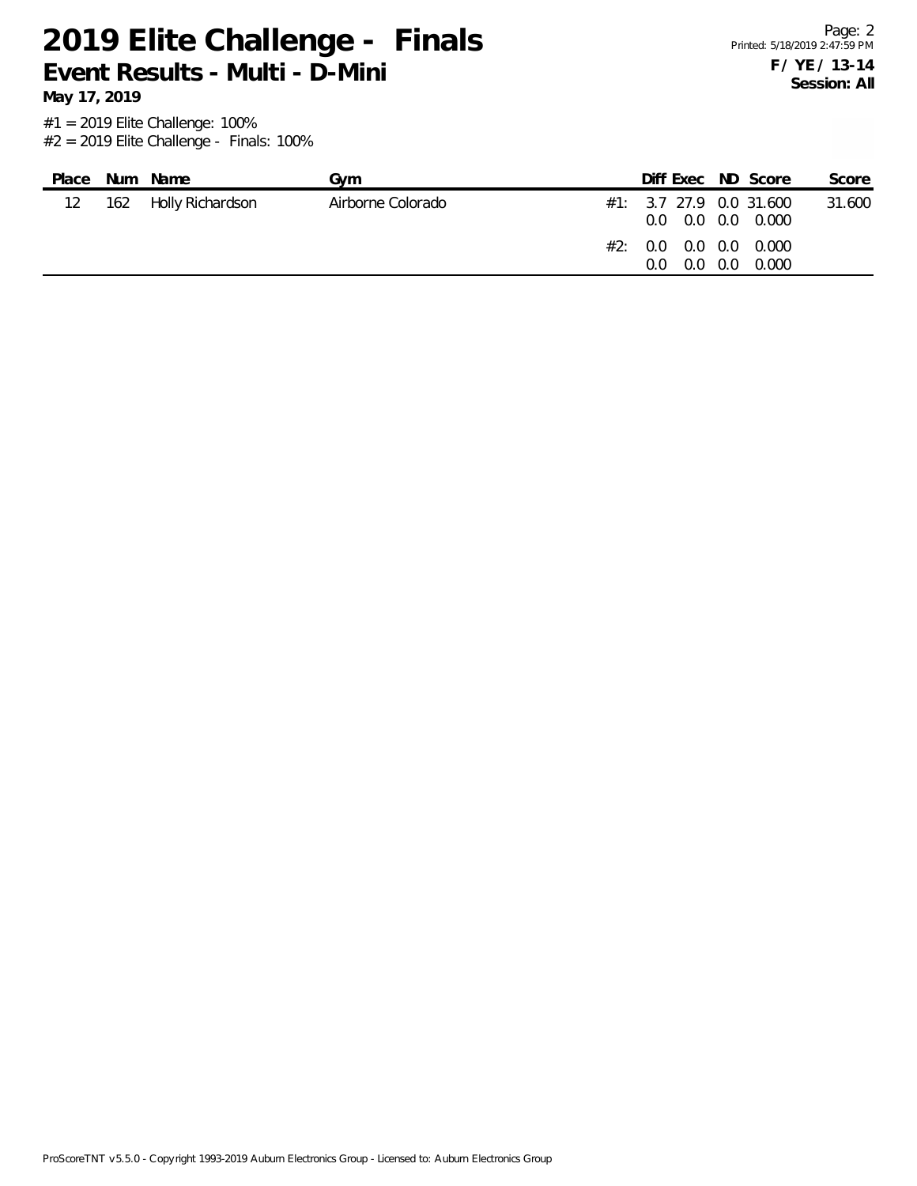# 2019 Elite Challenge - Finals

## Event Results - Multi - D-Mini

**May 17, 2019**

**F / YE / 13-14**
**Session: All**

#1 = 2019 Elite Challenge: 100%
#2 = 2019 Elite Challenge - Finals: 100%

| Place | Num | Name | Gym | | Diff | Exec | ND | Score | Score |
|---|---|---|---|---|---|---|---|---|---|
| 12 | 162 | Holly Richardson | Airborne Colorado | #1: | 3.7 | 27.9 | 0.0 | 31.600 | 31.600 |
| | | | | | 0.0 | 0.0 | 0.0 | 0.000 | |
| | | | | #2: | 0.0 | 0.0 | 0.0 | 0.000 | |
| | | | | | 0.0 | 0.0 | 0.0 | 0.000 | |

ProScoreTNT v5.5.0 - Copyright 1993-2019 Auburn Electronics Group - Licensed to: Auburn Electronics Group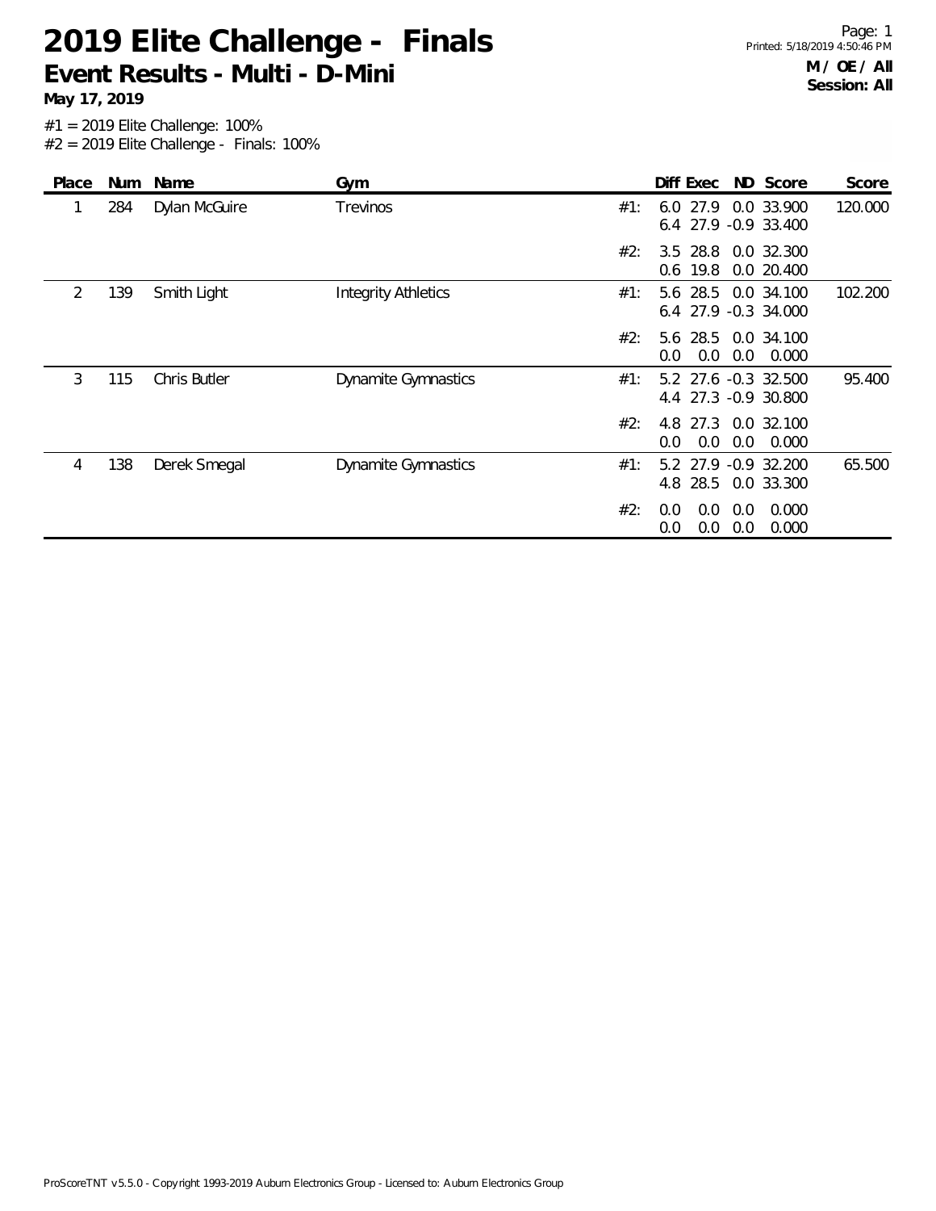# 2019 Elite Challenge - Finals

## Event Results - Multi - D-Mini

**May 17, 2019**

**M / OE / All**
**Session: All**

#1 = 2019 Elite Challenge: 100%
#2 = 2019 Elite Challenge - Finals: 100%

| Place | Num | Name | Gym | | Diff | Exec | ND | Score | Score |
|---|---|---|---|---|---|---|---|---|---|
| 1 | 284 | Dylan McGuire | Trevinos | #1: | 6.0 | 27.9 | 0.0 | 33.900 | 120.000 |
| | | | | | 6.4 | 27.9 | -0.9 | 33.400 | |
| | | | | #2: | 3.5 | 28.8 | 0.0 | 32.300 | |
| | | | | | 0.6 | 19.8 | 0.0 | 20.400 | |
| 2 | 139 | Smith Light | Integrity Athletics | #1: | 5.6 | 28.5 | 0.0 | 34.100 | 102.200 |
| | | | | | 6.4 | 27.9 | -0.3 | 34.000 | |
| | | | | #2: | 5.6 | 28.5 | 0.0 | 34.100 | |
| | | | | | 0.0 | 0.0 | 0.0 | 0.000 | |
| 3 | 115 | Chris Butler | Dynamite Gymnastics | #1: | 5.2 | 27.6 | -0.3 | 32.500 | 95.400 |
| | | | | | 4.4 | 27.3 | -0.9 | 30.800 | |
| | | | | #2: | 4.8 | 27.3 | 0.0 | 32.100 | |
| | | | | | 0.0 | 0.0 | 0.0 | 0.000 | |
| 4 | 138 | Derek Smegal | Dynamite Gymnastics | #1: | 5.2 | 27.9 | -0.9 | 32.200 | 65.500 |
| | | | | | 4.8 | 28.5 | 0.0 | 33.300 | |
| | | | | #2: | 0.0 | 0.0 | 0.0 | 0.000 | |
| | | | | | 0.0 | 0.0 | 0.0 | 0.000 | |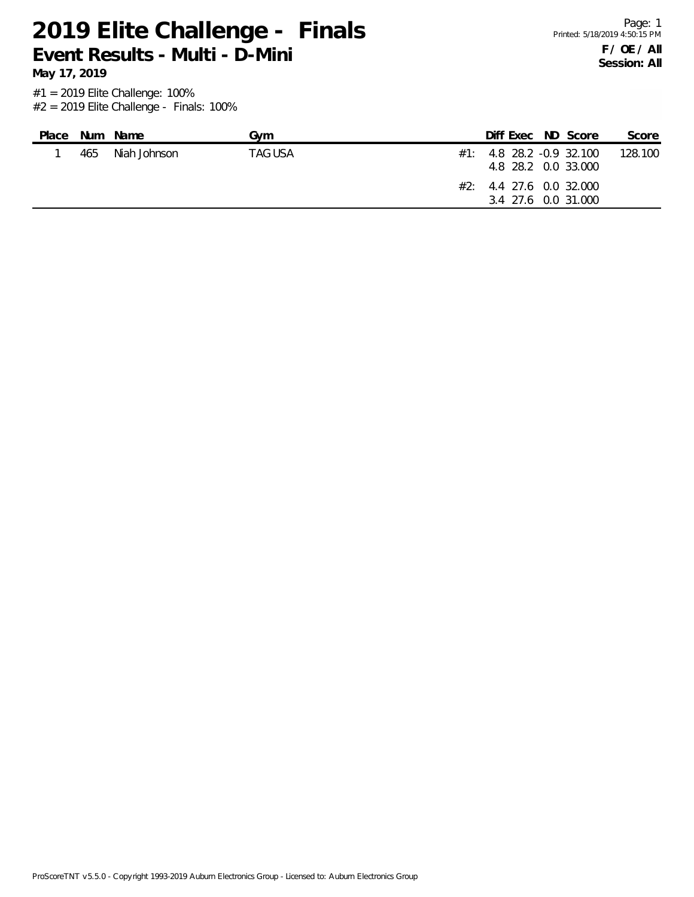# 2019 Elite Challenge - Finals

## Event Results - Multi - D-Mini

**May 17, 2019**

**F / OE / All**
**Session: All**

#1 = 2019 Elite Challenge: 100%
#2 = 2019 Elite Challenge - Finals: 100%

| Place | Num | Name | Gym | | Diff | Exec | ND | Score | Score |
|---|---|---|---|---|---|---|---|---|---|
| 1 | 465 | Niah Johnson | TAG USA | #1: | 4.8 | 28.2 | -0.9 | 32.100 | 128.100 |
| | | | | | 4.8 | 28.2 | 0.0 | 33.000 | |
| | | | | #2: | 4.4 | 27.6 | 0.0 | 32.000 | |
| | | | | | 3.4 | 27.6 | 0.0 | 31.000 | |

ProScoreTNT v5.5.0 - Copyright 1993-2019 Auburn Electronics Group - Licensed to: Auburn Electronics Group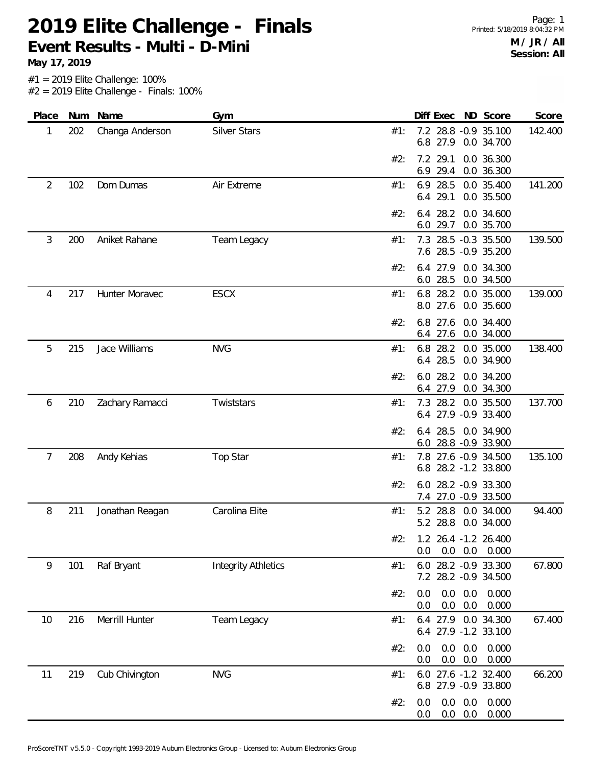# 2019 Elite Challenge - Finals

## Event Results - Multi - D-Mini

**May 17, 2019**

**M / JR / All**
**Session: All**

#1 = 2019 Elite Challenge: 100%
#2 = 2019 Elite Challenge - Finals: 100%

| Place | Num | Name | Gym | | Diff | Exec | ND | Score | Score |
|---|---|---|---|---|---|---|---|---|---|
| 1 | 202 | Changa Anderson | Silver Stars | #1: | 7.2 | 28.8 | -0.9 | 35.100 | 142.400 |
| | | | | | 6.8 | 27.9 | 0.0 | 34.700 | |
| | | | | #2: | 7.2 | 29.1 | 0.0 | 36.300 | |
| | | | | | 6.9 | 29.4 | 0.0 | 36.300 | |
| 2 | 102 | Dom Dumas | Air Extreme | #1: | 6.9 | 28.5 | 0.0 | 35.400 | 141.200 |
| | | | | | 6.4 | 29.1 | 0.0 | 35.500 | |
| | | | | #2: | 6.4 | 28.2 | 0.0 | 34.600 | |
| | | | | | 6.0 | 29.7 | 0.0 | 35.700 | |
| 3 | 200 | Aniket Rahane | Team Legacy | #1: | 7.3 | 28.5 | -0.3 | 35.500 | 139.500 |
| | | | | | 7.6 | 28.5 | -0.9 | 35.200 | |
| | | | | #2: | 6.4 | 27.9 | 0.0 | 34.300 | |
| | | | | | 6.0 | 28.5 | 0.0 | 34.500 | |
| 4 | 217 | Hunter Moravec | ESCX | #1: | 6.8 | 28.2 | 0.0 | 35.000 | 139.000 |
| | | | | | 8.0 | 27.6 | 0.0 | 35.600 | |
| | | | | #2: | 6.8 | 27.6 | 0.0 | 34.400 | |
| | | | | | 6.4 | 27.6 | 0.0 | 34.000 | |
| 5 | 215 | Jace Williams | NVG | #1: | 6.8 | 28.2 | 0.0 | 35.000 | 138.400 |
| | | | | | 6.4 | 28.5 | 0.0 | 34.900 | |
| | | | | #2: | 6.0 | 28.2 | 0.0 | 34.200 | |
| | | | | | 6.4 | 27.9 | 0.0 | 34.300 | |
| 6 | 210 | Zachary Ramacci | Twiststars | #1: | 7.3 | 28.2 | 0.0 | 35.500 | 137.700 |
| | | | | | 6.4 | 27.9 | -0.9 | 33.400 | |
| | | | | #2: | 6.4 | 28.5 | 0.0 | 34.900 | |
| | | | | | 6.0 | 28.8 | -0.9 | 33.900 | |
| 7 | 208 | Andy Kehias | Top Star | #1: | 7.8 | 27.6 | -0.9 | 34.500 | 135.100 |
| | | | | | 6.8 | 28.2 | -1.2 | 33.800 | |
| | | | | #2: | 6.0 | 28.2 | -0.9 | 33.300 | |
| | | | | | 7.4 | 27.0 | -0.9 | 33.500 | |
| 8 | 211 | Jonathan Reagan | Carolina Elite | #1: | 5.2 | 28.8 | 0.0 | 34.000 | 94.400 |
| | | | | | 5.2 | 28.8 | 0.0 | 34.000 | |
| | | | | #2: | 1.2 | 26.4 | -1.2 | 26.400 | |
| | | | | | 0.0 | 0.0 | 0.0 | 0.000 | |
| 9 | 101 | Raf Bryant | Integrity Athletics | #1: | 6.0 | 28.2 | -0.9 | 33.300 | 67.800 |
| | | | | | 7.2 | 28.2 | -0.9 | 34.500 | |
| | | | | #2: | 0.0 | 0.0 | 0.0 | 0.000 | |
| | | | | | 0.0 | 0.0 | 0.0 | 0.000 | |
| 10 | 216 | Merrill Hunter | Team Legacy | #1: | 6.4 | 27.9 | 0.0 | 34.300 | 67.400 |
| | | | | | 6.4 | 27.9 | -1.2 | 33.100 | |
| | | | | #2: | 0.0 | 0.0 | 0.0 | 0.000 | |
| | | | | | 0.0 | 0.0 | 0.0 | 0.000 | |
| 11 | 219 | Cub Chivington | NVG | #1: | 6.0 | 27.6 | -1.2 | 32.400 | 66.200 |
| | | | | | 6.8 | 27.9 | -0.9 | 33.800 | |
| | | | | #2: | 0.0 | 0.0 | 0.0 | 0.000 | |
| | | | | | 0.0 | 0.0 | 0.0 | 0.000 | |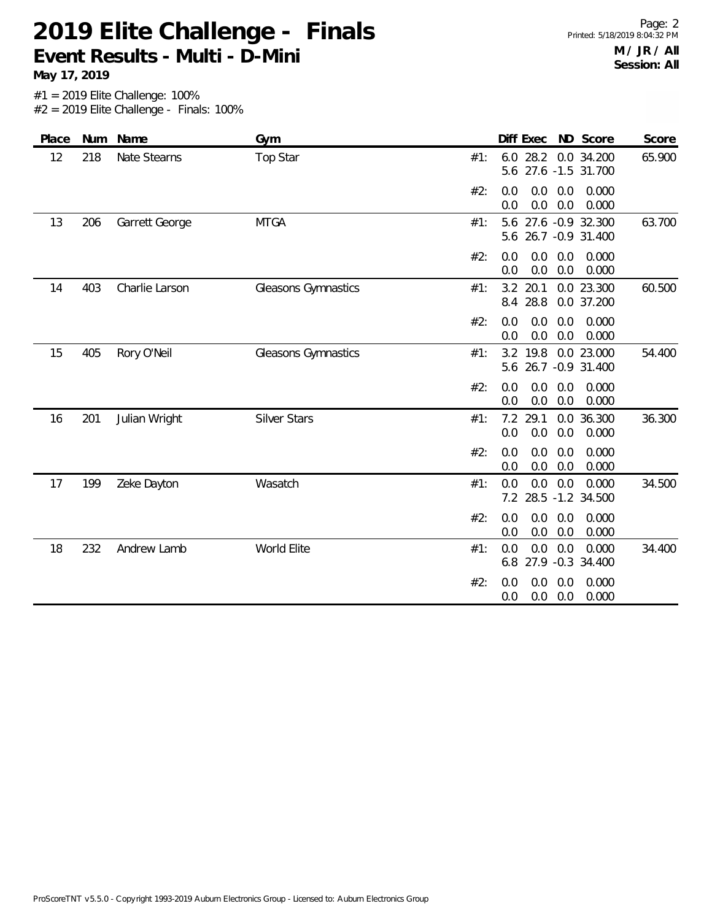# 2019 Elite Challenge - Finals

## Event Results - Multi - D-Mini

**May 17, 2019**

Printed: 5/18/2019 8:04:32 PM

**M / JR / All**
**Session: All**

#1 = 2019 Elite Challenge: 100%
#2 = 2019 Elite Challenge - Finals: 100%

| Place | Num | Name | Gym | | Diff | Exec | ND | Score | Score |
|---|---|---|---|---|---|---|---|---|---|
| 12 | 218 | Nate Stearns | Top Star | #1: | 6.0 | 28.2 | 0.0 | 34.200 | 65.900 |
| | | | | | 5.6 | 27.6 | -1.5 | 31.700 | |
| | | | | #2: | 0.0 | 0.0 | 0.0 | 0.000 | |
| | | | | | 0.0 | 0.0 | 0.0 | 0.000 | |
| 13 | 206 | Garrett George | MTGA | #1: | 5.6 | 27.6 | -0.9 | 32.300 | 63.700 |
| | | | | | 5.6 | 26.7 | -0.9 | 31.400 | |
| | | | | #2: | 0.0 | 0.0 | 0.0 | 0.000 | |
| | | | | | 0.0 | 0.0 | 0.0 | 0.000 | |
| 14 | 403 | Charlie Larson | Gleasons Gymnastics | #1: | 3.2 | 20.1 | 0.0 | 23.300 | 60.500 |
| | | | | | 8.4 | 28.8 | 0.0 | 37.200 | |
| | | | | #2: | 0.0 | 0.0 | 0.0 | 0.000 | |
| | | | | | 0.0 | 0.0 | 0.0 | 0.000 | |
| 15 | 405 | Rory O'Neil | Gleasons Gymnastics | #1: | 3.2 | 19.8 | 0.0 | 23.000 | 54.400 |
| | | | | | 5.6 | 26.7 | -0.9 | 31.400 | |
| | | | | #2: | 0.0 | 0.0 | 0.0 | 0.000 | |
| | | | | | 0.0 | 0.0 | 0.0 | 0.000 | |
| 16 | 201 | Julian Wright | Silver Stars | #1: | 7.2 | 29.1 | 0.0 | 36.300 | 36.300 |
| | | | | | 0.0 | 0.0 | 0.0 | 0.000 | |
| | | | | #2: | 0.0 | 0.0 | 0.0 | 0.000 | |
| | | | | | 0.0 | 0.0 | 0.0 | 0.000 | |
| 17 | 199 | Zeke Dayton | Wasatch | #1: | 0.0 | 0.0 | 0.0 | 0.000 | 34.500 |
| | | | | | 7.2 | 28.5 | -1.2 | 34.500 | |
| | | | | #2: | 0.0 | 0.0 | 0.0 | 0.000 | |
| | | | | | 0.0 | 0.0 | 0.0 | 0.000 | |
| 18 | 232 | Andrew Lamb | World Elite | #1: | 0.0 | 0.0 | 0.0 | 0.000 | 34.400 |
| | | | | | 6.8 | 27.9 | -0.3 | 34.400 | |
| | | | | #2: | 0.0 | 0.0 | 0.0 | 0.000 | |
| | | | | | 0.0 | 0.0 | 0.0 | 0.000 | |

ProScoreTNT v5.5.0 - Copyright 1993-2019 Auburn Electronics Group - Licensed to: Auburn Electronics Group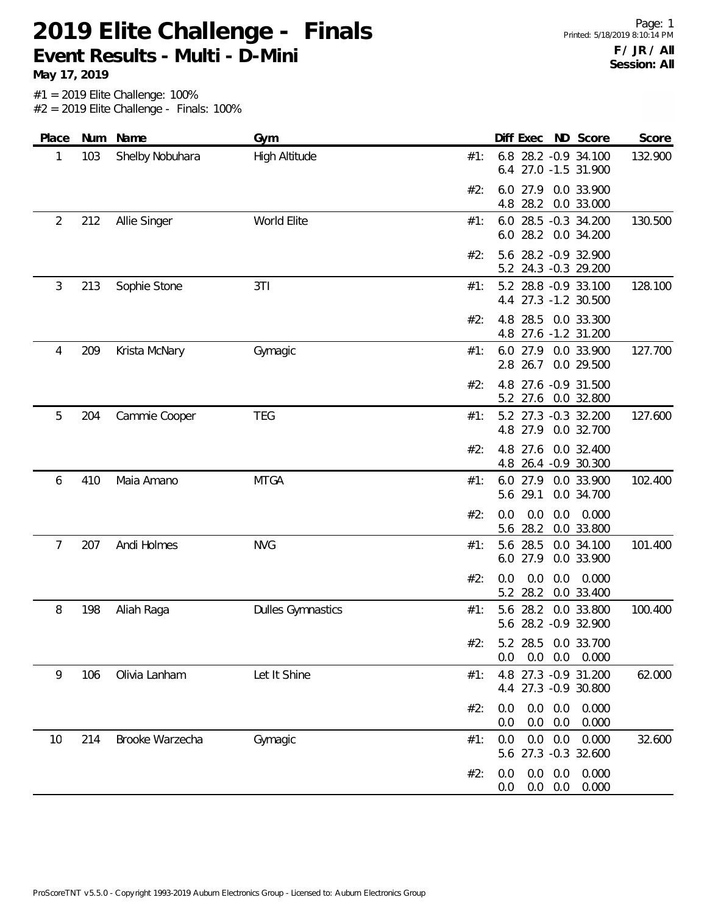# 2019 Elite Challenge - Finals

## Event Results - Multi - D-Mini

**May 17, 2019**

**F / JR / All**
**Session: All**

#1 = 2019 Elite Challenge: 100%
#2 = 2019 Elite Challenge - Finals: 100%

| Place | Num | Name | Gym | | Diff | Exec | ND | Score | Score |
|---|---|---|---|---|---|---|---|---|---|
| 1 | 103 | Shelby Nobuhara | High Altitude | #1: | 6.8 | 28.2 | -0.9 | 34.100 | 132.900 |
| | | | | | 6.4 | 27.0 | -1.5 | 31.900 | |
| | | | | #2: | 6.0 | 27.9 | 0.0 | 33.900 | |
| | | | | | 4.8 | 28.2 | 0.0 | 33.000 | |
| 2 | 212 | Allie Singer | World Elite | #1: | 6.0 | 28.5 | -0.3 | 34.200 | 130.500 |
| | | | | | 6.0 | 28.2 | 0.0 | 34.200 | |
| | | | | #2: | 5.6 | 28.2 | -0.9 | 32.900 | |
| | | | | | 5.2 | 24.3 | -0.3 | 29.200 | |
| 3 | 213 | Sophie Stone | 3TI | #1: | 5.2 | 28.8 | -0.9 | 33.100 | 128.100 |
| | | | | | 4.4 | 27.3 | -1.2 | 30.500 | |
| | | | | #2: | 4.8 | 28.5 | 0.0 | 33.300 | |
| | | | | | 4.8 | 27.6 | -1.2 | 31.200 | |
| 4 | 209 | Krista McNary | Gymagic | #1: | 6.0 | 27.9 | 0.0 | 33.900 | 127.700 |
| | | | | | 2.8 | 26.7 | 0.0 | 29.500 | |
| | | | | #2: | 4.8 | 27.6 | -0.9 | 31.500 | |
| | | | | | 5.2 | 27.6 | 0.0 | 32.800 | |
| 5 | 204 | Cammie Cooper | TEG | #1: | 5.2 | 27.3 | -0.3 | 32.200 | 127.600 |
| | | | | | 4.8 | 27.9 | 0.0 | 32.700 | |
| | | | | #2: | 4.8 | 27.6 | 0.0 | 32.400 | |
| | | | | | 4.8 | 26.4 | -0.9 | 30.300 | |
| 6 | 410 | Maia Amano | MTGA | #1: | 6.0 | 27.9 | 0.0 | 33.900 | 102.400 |
| | | | | | 5.6 | 29.1 | 0.0 | 34.700 | |
| | | | | #2: | 0.0 | 0.0 | 0.0 | 0.000 | |
| | | | | | 5.6 | 28.2 | 0.0 | 33.800 | |
| 7 | 207 | Andi Holmes | NVG | #1: | 5.6 | 28.5 | 0.0 | 34.100 | 101.400 |
| | | | | | 6.0 | 27.9 | 0.0 | 33.900 | |
| | | | | #2: | 0.0 | 0.0 | 0.0 | 0.000 | |
| | | | | | 5.2 | 28.2 | 0.0 | 33.400 | |
| 8 | 198 | Aliah Raga | Dulles Gymnastics | #1: | 5.6 | 28.2 | 0.0 | 33.800 | 100.400 |
| | | | | | 5.6 | 28.2 | -0.9 | 32.900 | |
| | | | | #2: | 5.2 | 28.5 | 0.0 | 33.700 | |
| | | | | | 0.0 | 0.0 | 0.0 | 0.000 | |
| 9 | 106 | Olivia Lanham | Let It Shine | #1: | 4.8 | 27.3 | -0.9 | 31.200 | 62.000 |
| | | | | | 4.4 | 27.3 | -0.9 | 30.800 | |
| | | | | #2: | 0.0 | 0.0 | 0.0 | 0.000 | |
| | | | | | 0.0 | 0.0 | 0.0 | 0.000 | |
| 10 | 214 | Brooke Warzecha | Gymagic | #1: | 0.0 | 0.0 | 0.0 | 0.000 | 32.600 |
| | | | | | 5.6 | 27.3 | -0.3 | 32.600 | |
| | | | | #2: | 0.0 | 0.0 | 0.0 | 0.000 | |
| | | | | | 0.0 | 0.0 | 0.0 | 0.000 | |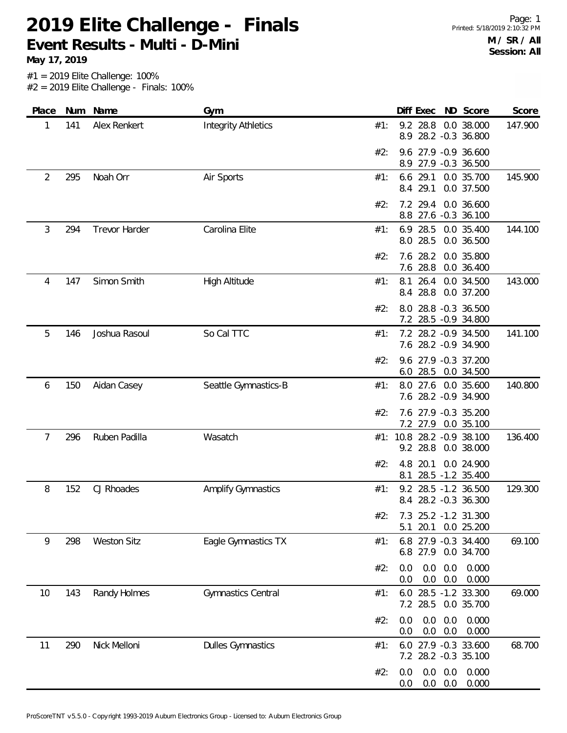# 2019 Elite Challenge - Finals

## Event Results - Multi - D-Mini

**May 17, 2019**

**M / SR / All**
**Session: All**

#1 = 2019 Elite Challenge: 100%
#2 = 2019 Elite Challenge - Finals: 100%

| Place | Num | Name | Gym | | Diff | Exec | ND | Score | Score |
|---|---|---|---|---|---|---|---|---|---|
| 1 | 141 | Alex Renkert | Integrity Athletics | #1: | 9.2 | 28.8 | 0.0 | 38.000 | 147.900 |
| | | | | | 8.9 | 28.2 | -0.3 | 36.800 | |
| | | | | #2: | 9.6 | 27.9 | -0.9 | 36.600 | |
| | | | | | 8.9 | 27.9 | -0.3 | 36.500 | |
| 2 | 295 | Noah Orr | Air Sports | #1: | 6.6 | 29.1 | 0.0 | 35.700 | 145.900 |
| | | | | | 8.4 | 29.1 | 0.0 | 37.500 | |
| | | | | #2: | 7.2 | 29.4 | 0.0 | 36.600 | |
| | | | | | 8.8 | 27.6 | -0.3 | 36.100 | |
| 3 | 294 | Trevor Harder | Carolina Elite | #1: | 6.9 | 28.5 | 0.0 | 35.400 | 144.100 |
| | | | | | 8.0 | 28.5 | 0.0 | 36.500 | |
| | | | | #2: | 7.6 | 28.2 | 0.0 | 35.800 | |
| | | | | | 7.6 | 28.8 | 0.0 | 36.400 | |
| 4 | 147 | Simon Smith | High Altitude | #1: | 8.1 | 26.4 | 0.0 | 34.500 | 143.000 |
| | | | | | 8.4 | 28.8 | 0.0 | 37.200 | |
| | | | | #2: | 8.0 | 28.8 | -0.3 | 36.500 | |
| | | | | | 7.2 | 28.5 | -0.9 | 34.800 | |
| 5 | 146 | Joshua Rasoul | So Cal TTC | #1: | 7.2 | 28.2 | -0.9 | 34.500 | 141.100 |
| | | | | | 7.6 | 28.2 | -0.9 | 34.900 | |
| | | | | #2: | 9.6 | 27.9 | -0.3 | 37.200 | |
| | | | | | 6.0 | 28.5 | 0.0 | 34.500 | |
| 6 | 150 | Aidan Casey | Seattle Gymnastics-B | #1: | 8.0 | 27.6 | 0.0 | 35.600 | 140.800 |
| | | | | | 7.6 | 28.2 | -0.9 | 34.900 | |
| | | | | #2: | 7.6 | 27.9 | -0.3 | 35.200 | |
| | | | | | 7.2 | 27.9 | 0.0 | 35.100 | |
| 7 | 296 | Ruben Padilla | Wasatch | #1: | 10.8 | 28.2 | -0.9 | 38.100 | 136.400 |
| | | | | | 9.2 | 28.8 | 0.0 | 38.000 | |
| | | | | #2: | 4.8 | 20.1 | 0.0 | 24.900 | |
| | | | | | 8.1 | 28.5 | -1.2 | 35.400 | |
| 8 | 152 | CJ Rhoades | Amplify Gymnastics | #1: | 9.2 | 28.5 | -1.2 | 36.500 | 129.300 |
| | | | | | 8.4 | 28.2 | -0.3 | 36.300 | |
| | | | | #2: | 7.3 | 25.2 | -1.2 | 31.300 | |
| | | | | | 5.1 | 20.1 | 0.0 | 25.200 | |
| 9 | 298 | Weston Sitz | Eagle Gymnastics TX | #1: | 6.8 | 27.9 | -0.3 | 34.400 | 69.100 |
| | | | | | 6.8 | 27.9 | 0.0 | 34.700 | |
| | | | | #2: | 0.0 | 0.0 | 0.0 | 0.000 | |
| | | | | | 0.0 | 0.0 | 0.0 | 0.000 | |
| 10 | 143 | Randy Holmes | Gymnastics Central | #1: | 6.0 | 28.5 | -1.2 | 33.300 | 69.000 |
| | | | | | 7.2 | 28.5 | 0.0 | 35.700 | |
| | | | | #2: | 0.0 | 0.0 | 0.0 | 0.000 | |
| | | | | | 0.0 | 0.0 | 0.0 | 0.000 | |
| 11 | 290 | Nick Melloni | Dulles Gymnastics | #1: | 6.0 | 27.9 | -0.3 | 33.600 | 68.700 |
| | | | | | 7.2 | 28.2 | -0.3 | 35.100 | |
| | | | | #2: | 0.0 | 0.0 | 0.0 | 0.000 | |
| | | | | | 0.0 | 0.0 | 0.0 | 0.000 | |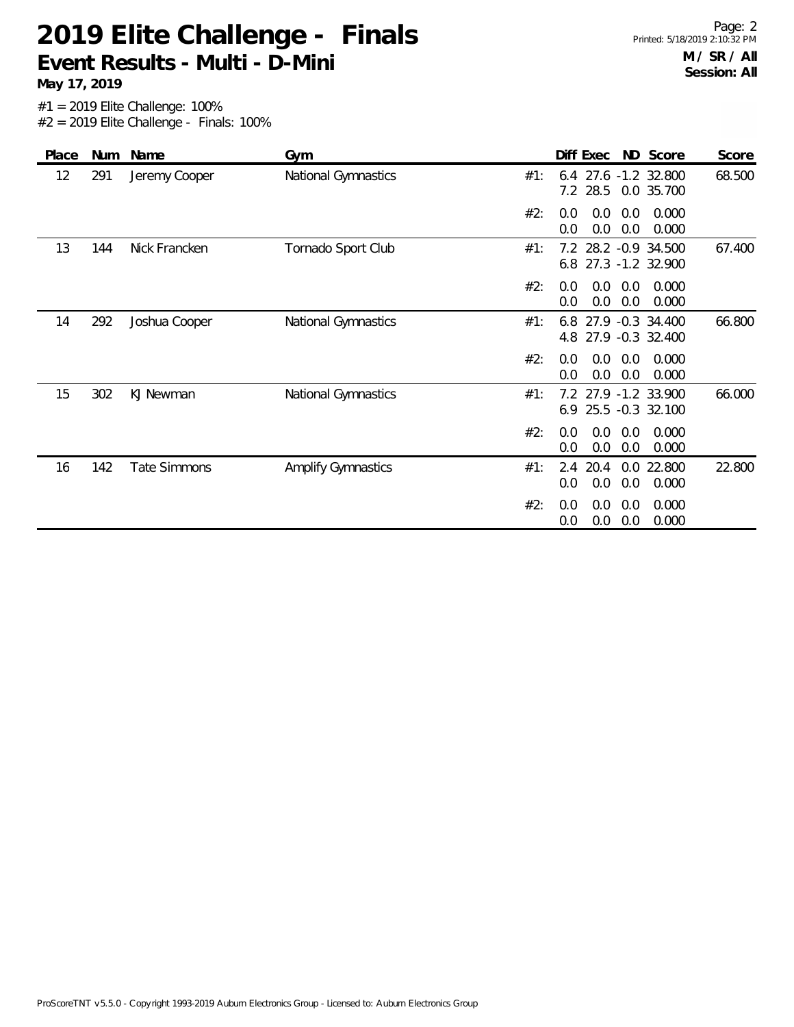# 2019 Elite Challenge - Finals

## Event Results - Multi - D-Mini

**May 17, 2019**

**M / SR / All**
**Session: All**

#1 = 2019 Elite Challenge: 100%
#2 = 2019 Elite Challenge - Finals: 100%

| Place | Num | Name | Gym | | Diff | Exec | ND | Score | Score |
|---|---|---|---|---|---|---|---|---|---|
| 12 | 291 | Jeremy Cooper | National Gymnastics | #1: | 6.4 | 27.6 | -1.2 | 32.800 | 68.500 |
| | | | | | 7.2 | 28.5 | 0.0 | 35.700 | |
| | | | | #2: | 0.0 | 0.0 | 0.0 | 0.000 | |
| | | | | | 0.0 | 0.0 | 0.0 | 0.000 | |
| 13 | 144 | Nick Francken | Tornado Sport Club | #1: | 7.2 | 28.2 | -0.9 | 34.500 | 67.400 |
| | | | | | 6.8 | 27.3 | -1.2 | 32.900 | |
| | | | | #2: | 0.0 | 0.0 | 0.0 | 0.000 | |
| | | | | | 0.0 | 0.0 | 0.0 | 0.000 | |
| 14 | 292 | Joshua Cooper | National Gymnastics | #1: | 6.8 | 27.9 | -0.3 | 34.400 | 66.800 |
| | | | | | 4.8 | 27.9 | -0.3 | 32.400 | |
| | | | | #2: | 0.0 | 0.0 | 0.0 | 0.000 | |
| | | | | | 0.0 | 0.0 | 0.0 | 0.000 | |
| 15 | 302 | KJ Newman | National Gymnastics | #1: | 7.2 | 27.9 | -1.2 | 33.900 | 66.000 |
| | | | | | 6.9 | 25.5 | -0.3 | 32.100 | |
| | | | | #2: | 0.0 | 0.0 | 0.0 | 0.000 | |
| | | | | | 0.0 | 0.0 | 0.0 | 0.000 | |
| 16 | 142 | Tate Simmons | Amplify Gymnastics | #1: | 2.4 | 20.4 | 0.0 | 22.800 | 22.800 |
| | | | | | 0.0 | 0.0 | 0.0 | 0.000 | |
| | | | | #2: | 0.0 | 0.0 | 0.0 | 0.000 | |
| | | | | | 0.0 | 0.0 | 0.0 | 0.000 | |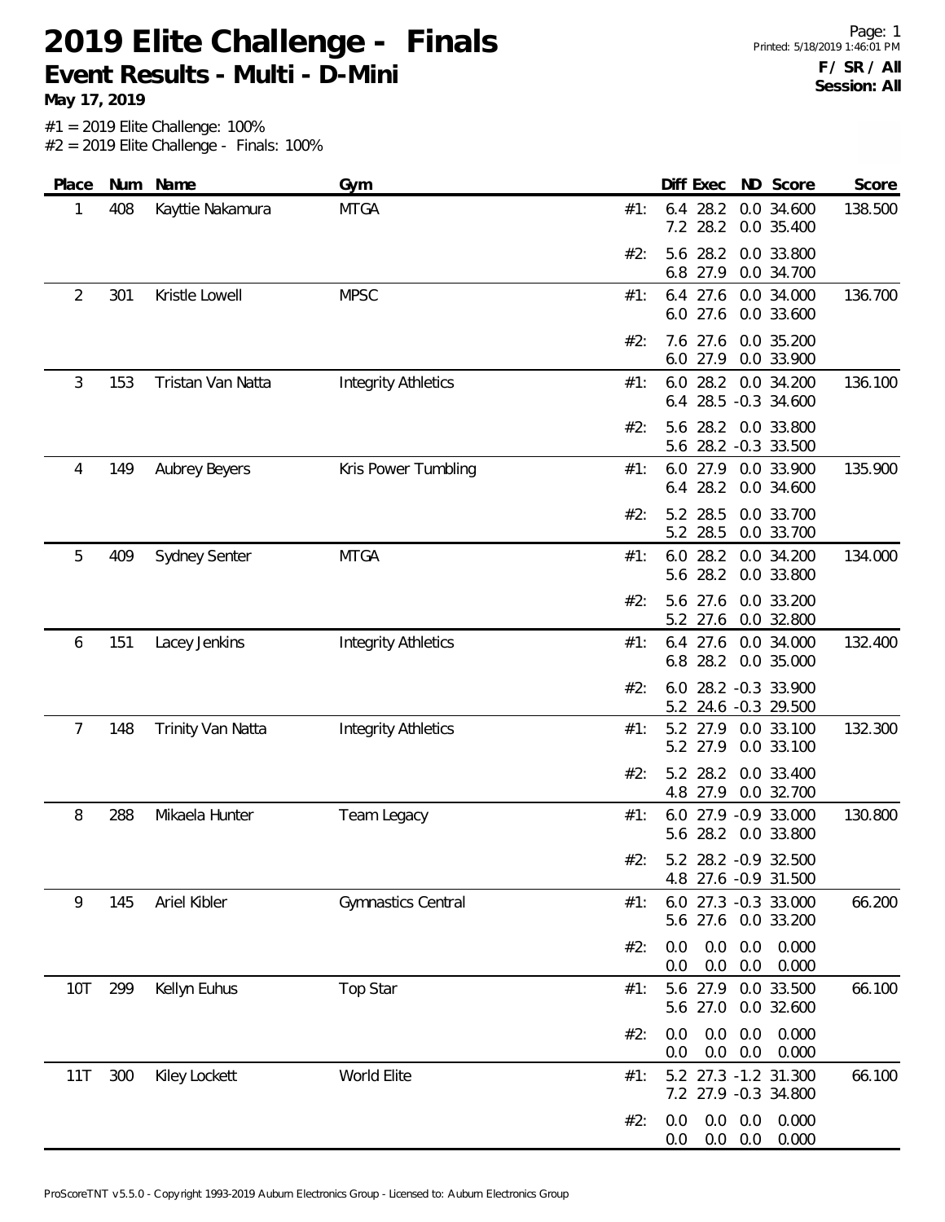# 2019 Elite Challenge - Finals

## Event Results - Multi - D-Mini

**May 17, 2019**

F / SR / All
Session: All

#1 = 2019 Elite Challenge: 100%
#2 = 2019 Elite Challenge - Finals: 100%

| Place | Num | Name | Gym | | Diff | Exec | ND | Score | Score |
|---|---|---|---|---|---|---|---|---|---|
| 1 | 408 | Kayttie Nakamura | MTGA | #1: | 6.4 | 28.2 | 0.0 | 34.600 | 138.500 |
| | | | | | 7.2 | 28.2 | 0.0 | 35.400 | |
| | | | | #2: | 5.6 | 28.2 | 0.0 | 33.800 | |
| | | | | | 6.8 | 27.9 | 0.0 | 34.700 | |
| 2 | 301 | Kristle Lowell | MPSC | #1: | 6.4 | 27.6 | 0.0 | 34.000 | 136.700 |
| | | | | | 6.0 | 27.6 | 0.0 | 33.600 | |
| | | | | #2: | 7.6 | 27.6 | 0.0 | 35.200 | |
| | | | | | 6.0 | 27.9 | 0.0 | 33.900 | |
| 3 | 153 | Tristan Van Natta | Integrity Athletics | #1: | 6.0 | 28.2 | 0.0 | 34.200 | 136.100 |
| | | | | | 6.4 | 28.5 | -0.3 | 34.600 | |
| | | | | #2: | 5.6 | 28.2 | 0.0 | 33.800 | |
| | | | | | 5.6 | 28.2 | -0.3 | 33.500 | |
| 4 | 149 | Aubrey Beyers | Kris Power Tumbling | #1: | 6.0 | 27.9 | 0.0 | 33.900 | 135.900 |
| | | | | | 6.4 | 28.2 | 0.0 | 34.600 | |
| | | | | #2: | 5.2 | 28.5 | 0.0 | 33.700 | |
| | | | | | 5.2 | 28.5 | 0.0 | 33.700 | |
| 5 | 409 | Sydney Senter | MTGA | #1: | 6.0 | 28.2 | 0.0 | 34.200 | 134.000 |
| | | | | | 5.6 | 28.2 | 0.0 | 33.800 | |
| | | | | #2: | 5.6 | 27.6 | 0.0 | 33.200 | |
| | | | | | 5.2 | 27.6 | 0.0 | 32.800 | |
| 6 | 151 | Lacey Jenkins | Integrity Athletics | #1: | 6.4 | 27.6 | 0.0 | 34.000 | 132.400 |
| | | | | | 6.8 | 28.2 | 0.0 | 35.000 | |
| | | | | #2: | 6.0 | 28.2 | -0.3 | 33.900 | |
| | | | | | 5.2 | 24.6 | -0.3 | 29.500 | |
| 7 | 148 | Trinity Van Natta | Integrity Athletics | #1: | 5.2 | 27.9 | 0.0 | 33.100 | 132.300 |
| | | | | | 5.2 | 27.9 | 0.0 | 33.100 | |
| | | | | #2: | 5.2 | 28.2 | 0.0 | 33.400 | |
| | | | | | 4.8 | 27.9 | 0.0 | 32.700 | |
| 8 | 288 | Mikaela Hunter | Team Legacy | #1: | 6.0 | 27.9 | -0.9 | 33.000 | 130.800 |
| | | | | | 5.6 | 28.2 | 0.0 | 33.800 | |
| | | | | #2: | 5.2 | 28.2 | -0.9 | 32.500 | |
| | | | | | 4.8 | 27.6 | -0.9 | 31.500 | |
| 9 | 145 | Ariel Kibler | Gymnastics Central | #1: | 6.0 | 27.3 | -0.3 | 33.000 | 66.200 |
| | | | | | 5.6 | 27.6 | 0.0 | 33.200 | |
| | | | | #2: | 0.0 | 0.0 | 0.0 | 0.000 | |
| | | | | | 0.0 | 0.0 | 0.0 | 0.000 | |
| 10T | 299 | Kellyn Euhus | Top Star | #1: | 5.6 | 27.9 | 0.0 | 33.500 | 66.100 |
| | | | | | 5.6 | 27.0 | 0.0 | 32.600 | |
| | | | | #2: | 0.0 | 0.0 | 0.0 | 0.000 | |
| | | | | | 0.0 | 0.0 | 0.0 | 0.000 | |
| 11T | 300 | Kiley Lockett | World Elite | #1: | 5.2 | 27.3 | -1.2 | 31.300 | 66.100 |
| | | | | | 7.2 | 27.9 | -0.3 | 34.800 | |
| | | | | #2: | 0.0 | 0.0 | 0.0 | 0.000 | |
| | | | | | 0.0 | 0.0 | 0.0 | 0.000 | |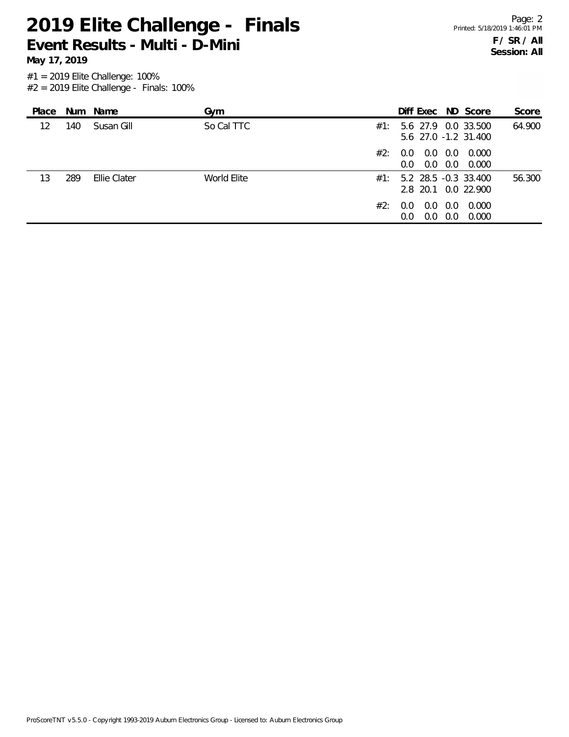# 2019 Elite Challenge - Finals

## Event Results - Multi - D-Mini

**May 17, 2019**

Page: 2
Printed: 5/18/2019 1:46:01 PM

**F / SR / All**
**Session: All**

#1 = 2019 Elite Challenge: 100%
#2 = 2019 Elite Challenge - Finals: 100%

| Place | Num | Name | Gym | | Diff | Exec | ND | Score | Score |
|---|---|---|---|---|---|---|---|---|---|
| 12 | 140 | Susan Gill | So Cal TTC | #1: | 5.6 | 27.9 | 0.0 | 33.500 | 64.900 |
| | | | | | 5.6 | 27.0 | -1.2 | 31.400 | |
| | | | | #2: | 0.0 | 0.0 | 0.0 | 0.000 | |
| | | | | | 0.0 | 0.0 | 0.0 | 0.000 | |
| 13 | 289 | Ellie Clater | World Elite | #1: | 5.2 | 28.5 | -0.3 | 33.400 | 56.300 |
| | | | | | 2.8 | 20.1 | 0.0 | 22.900 | |
| | | | | #2: | 0.0 | 0.0 | 0.0 | 0.000 | |
| | | | | | 0.0 | 0.0 | 0.0 | 0.000 | |

ProScoreTNT v5.5.0 - Copyright 1993-2019 Auburn Electronics Group - Licensed to: Auburn Electronics Group